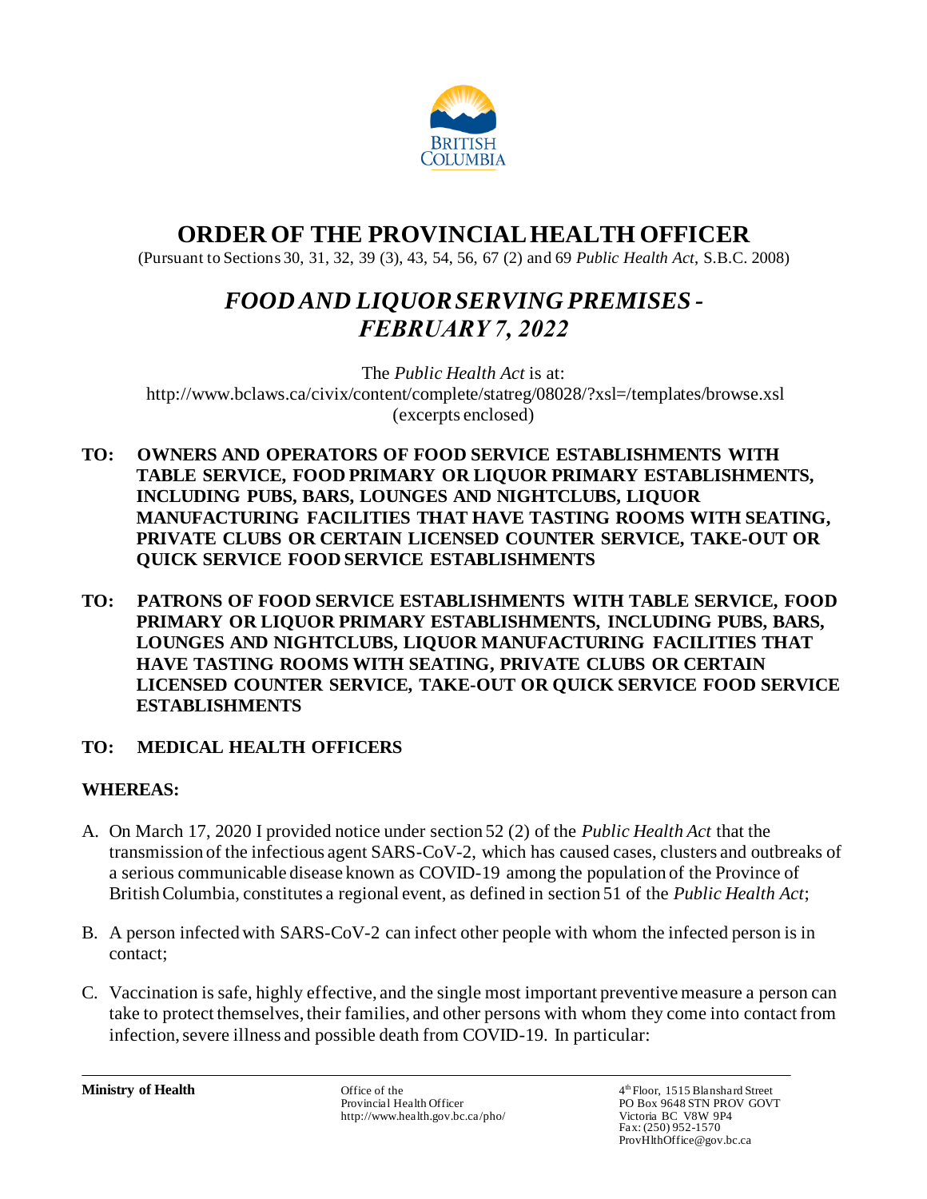# ORDER OF THE PROVINCIAL HEALTH OFFICER

(Pursuant to Sections 30, 31, 32, 39 (3), 43, 54, 56, 67 (2) and 69 *Public Health Act*, S.B.C. 2008)

## *FOOD AND LIQUOR SERVING PREMISES - FEBRUARY 7, 2022*

The *Public Health Act* is at:
http://www.bclaws.ca/civix/content/complete/statreg/08028/?xsl=/templates/browse.xsl
(excerpts enclosed)

**TO: OWNERS AND OPERATORS OF FOOD SERVICE ESTABLISHMENTS WITH TABLE SERVICE, FOOD PRIMARY OR LIQUOR PRIMARY ESTABLISHMENTS, INCLUDING PUBS, BARS, LOUNGES AND NIGHTCLUBS, LIQUOR MANUFACTURING FACILITIES THAT HAVE TASTING ROOMS WITH SEATING, PRIVATE CLUBS OR CERTAIN LICENSED COUNTER SERVICE, TAKE-OUT OR QUICK SERVICE FOOD SERVICE ESTABLISHMENTS**

**TO: PATRONS OF FOOD SERVICE ESTABLISHMENTS WITH TABLE SERVICE, FOOD PRIMARY OR LIQUOR PRIMARY ESTABLISHMENTS, INCLUDING PUBS, BARS, LOUNGES AND NIGHTCLUBS, LIQUOR MANUFACTURING FACILITIES THAT HAVE TASTING ROOMS WITH SEATING, PRIVATE CLUBS OR CERTAIN LICENSED COUNTER SERVICE, TAKE-OUT OR QUICK SERVICE FOOD SERVICE ESTABLISHMENTS**

**TO: MEDICAL HEALTH OFFICERS**

**WHEREAS:**

A. On March 17, 2020 I provided notice under section 52 (2) of the *Public Health Act* that the transmission of the infectious agent SARS-CoV-2, which has caused cases, clusters and outbreaks of a serious communicable disease known as COVID-19 among the population of the Province of British Columbia, constitutes a regional event, as defined in section 51 of the *Public Health Act*;

B. A person infected with SARS-CoV-2 can infect other people with whom the infected person is in contact;

C. Vaccination is safe, highly effective, and the single most important preventive measure a person can take to protect themselves, their families, and other persons with whom they come into contact from infection, severe illness and possible death from COVID-19. In particular: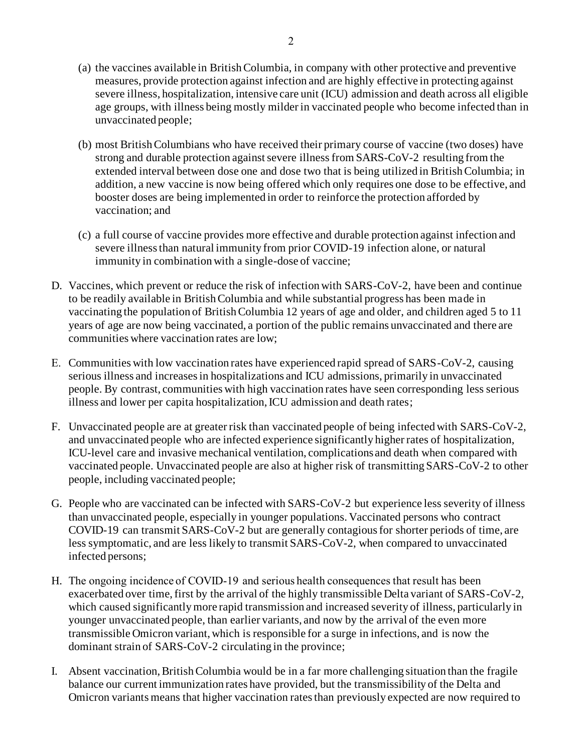(a) the vaccines available in British Columbia, in company with other protective and preventive measures, provide protection against infection and are highly effective in protecting against severe illness, hospitalization, intensive care unit (ICU) admission and death across all eligible age groups, with illness being mostly milder in vaccinated people who become infected than in unvaccinated people;

(b) most British Columbians who have received their primary course of vaccine (two doses) have strong and durable protection against severe illness from SARS-CoV-2 resulting from the extended interval between dose one and dose two that is being utilized in British Columbia; in addition, a new vaccine is now being offered which only requires one dose to be effective, and booster doses are being implemented in order to reinforce the protection afforded by vaccination; and

(c) a full course of vaccine provides more effective and durable protection against infection and severe illness than natural immunity from prior COVID-19 infection alone, or natural immunity in combination with a single-dose of vaccine;

D. Vaccines, which prevent or reduce the risk of infection with SARS-CoV-2, have been and continue to be readily available in British Columbia and while substantial progress has been made in vaccinating the population of British Columbia 12 years of age and older, and children aged 5 to 11 years of age are now being vaccinated, a portion of the public remains unvaccinated and there are communities where vaccination rates are low;

E. Communities with low vaccination rates have experienced rapid spread of SARS-CoV-2, causing serious illness and increases in hospitalizations and ICU admissions, primarily in unvaccinated people. By contrast, communities with high vaccination rates have seen corresponding less serious illness and lower per capita hospitalization, ICU admission and death rates;

F. Unvaccinated people are at greater risk than vaccinated people of being infected with SARS-CoV-2, and unvaccinated people who are infected experience significantly higher rates of hospitalization, ICU-level care and invasive mechanical ventilation, complications and death when compared with vaccinated people. Unvaccinated people are also at higher risk of transmitting SARS-CoV-2 to other people, including vaccinated people;

G. People who are vaccinated can be infected with SARS-CoV-2 but experience less severity of illness than unvaccinated people, especially in younger populations. Vaccinated persons who contract COVID-19 can transmit SARS-CoV-2 but are generally contagious for shorter periods of time, are less symptomatic, and are less likely to transmit SARS-CoV-2, when compared to unvaccinated infected persons;

H. The ongoing incidence of COVID-19 and serious health consequences that result has been exacerbated over time, first by the arrival of the highly transmissible Delta variant of SARS-CoV-2, which caused significantly more rapid transmission and increased severity of illness, particularly in younger unvaccinated people, than earlier variants, and now by the arrival of the even more transmissible Omicron variant, which is responsible for a surge in infections, and is now the dominant strain of SARS-CoV-2 circulating in the province;

I. Absent vaccination, British Columbia would be in a far more challenging situation than the fragile balance our current immunization rates have provided, but the transmissibility of the Delta and Omicron variants means that higher vaccination rates than previously expected are now required to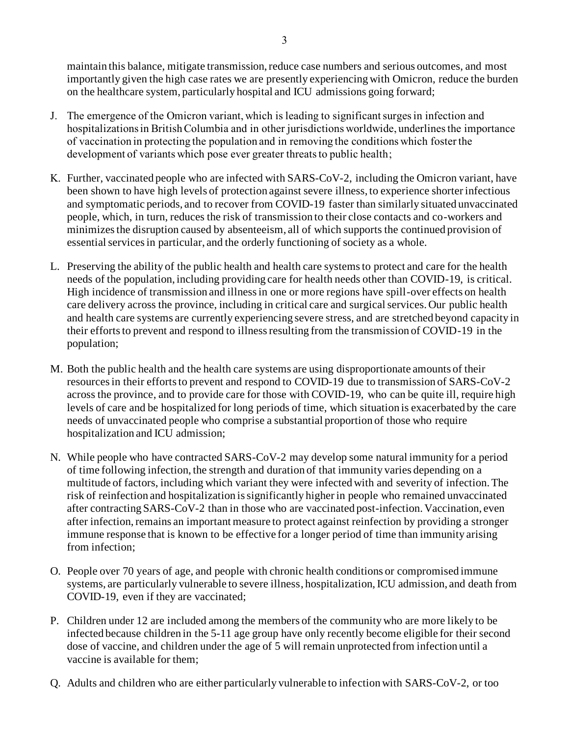maintain this balance, mitigate transmission, reduce case numbers and serious outcomes, and most importantly given the high case rates we are presently experiencing with Omicron, reduce the burden on the healthcare system, particularly hospital and ICU admissions going forward;

J. The emergence of the Omicron variant, which is leading to significant surges in infection and hospitalizations in British Columbia and in other jurisdictions worldwide, underlines the importance of vaccination in protecting the population and in removing the conditions which foster the development of variants which pose ever greater threats to public health;

K. Further, vaccinated people who are infected with SARS-CoV-2, including the Omicron variant, have been shown to have high levels of protection against severe illness, to experience shorter infectious and symptomatic periods, and to recover from COVID-19 faster than similarly situated unvaccinated people, which, in turn, reduces the risk of transmission to their close contacts and co-workers and minimizes the disruption caused by absenteeism, all of which supports the continued provision of essential services in particular, and the orderly functioning of society as a whole.

L. Preserving the ability of the public health and health care systems to protect and care for the health needs of the population, including providing care for health needs other than COVID-19, is critical. High incidence of transmission and illness in one or more regions have spill-over effects on health care delivery across the province, including in critical care and surgical services. Our public health and health care systems are currently experiencing severe stress, and are stretched beyond capacity in their efforts to prevent and respond to illness resulting from the transmission of COVID-19 in the population;

M. Both the public health and the health care systems are using disproportionate amounts of their resources in their efforts to prevent and respond to COVID-19 due to transmission of SARS-CoV-2 across the province, and to provide care for those with COVID-19, who can be quite ill, require high levels of care and be hospitalized for long periods of time, which situation is exacerbated by the care needs of unvaccinated people who comprise a substantial proportion of those who require hospitalization and ICU admission;

N. While people who have contracted SARS-CoV-2 may develop some natural immunity for a period of time following infection, the strength and duration of that immunity varies depending on a multitude of factors, including which variant they were infected with and severity of infection. The risk of reinfection and hospitalization is significantly higher in people who remained unvaccinated after contracting SARS-CoV-2 than in those who are vaccinated post-infection. Vaccination, even after infection, remains an important measure to protect against reinfection by providing a stronger immune response that is known to be effective for a longer period of time than immunity arising from infection;

O. People over 70 years of age, and people with chronic health conditions or compromised immune systems, are particularly vulnerable to severe illness, hospitalization, ICU admission, and death from COVID-19, even if they are vaccinated;

P. Children under 12 are included among the members of the community who are more likely to be infected because children in the 5-11 age group have only recently become eligible for their second dose of vaccine, and children under the age of 5 will remain unprotected from infection until a vaccine is available for them;

Q. Adults and children who are either particularly vulnerable to infection with SARS-CoV-2, or too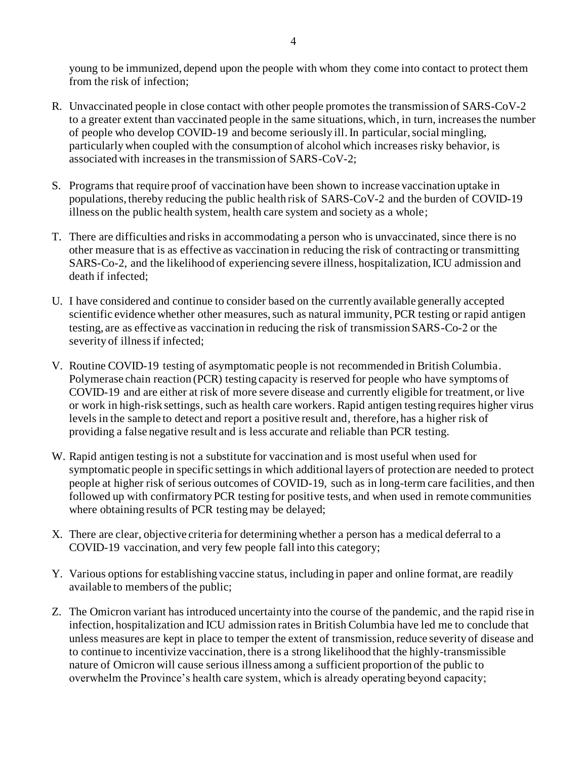young to be immunized, depend upon the people with whom they come into contact to protect them from the risk of infection;

R. Unvaccinated people in close contact with other people promotes the transmission of SARS-CoV-2 to a greater extent than vaccinated people in the same situations, which, in turn, increases the number of people who develop COVID-19 and become seriously ill. In particular, social mingling, particularly when coupled with the consumption of alcohol which increases risky behavior, is associated with increases in the transmission of SARS-CoV-2;

S. Programs that require proof of vaccination have been shown to increase vaccination uptake in populations, thereby reducing the public health risk of SARS-CoV-2 and the burden of COVID-19 illness on the public health system, health care system and society as a whole;

T. There are difficulties and risks in accommodating a person who is unvaccinated, since there is no other measure that is as effective as vaccination in reducing the risk of contracting or transmitting SARS-Co-2, and the likelihood of experiencing severe illness, hospitalization, ICU admission and death if infected;

U. I have considered and continue to consider based on the currently available generally accepted scientific evidence whether other measures, such as natural immunity, PCR testing or rapid antigen testing, are as effective as vaccination in reducing the risk of transmission SARS-Co-2 or the severity of illness if infected;

V. Routine COVID-19 testing of asymptomatic people is not recommended in British Columbia. Polymerase chain reaction (PCR) testing capacity is reserved for people who have symptoms of COVID-19 and are either at risk of more severe disease and currently eligible for treatment, or live or work in high-risk settings, such as health care workers. Rapid antigen testing requires higher virus levels in the sample to detect and report a positive result and, therefore, has a higher risk of providing a false negative result and is less accurate and reliable than PCR testing.

W. Rapid antigen testing is not a substitute for vaccination and is most useful when used for symptomatic people in specific settings in which additional layers of protection are needed to protect people at higher risk of serious outcomes of COVID-19, such as in long-term care facilities, and then followed up with confirmatory PCR testing for positive tests, and when used in remote communities where obtaining results of PCR testing may be delayed;

X. There are clear, objective criteria for determining whether a person has a medical deferral to a COVID-19 vaccination, and very few people fall into this category;

Y. Various options for establishing vaccine status, including in paper and online format, are readily available to members of the public;

Z. The Omicron variant has introduced uncertainty into the course of the pandemic, and the rapid rise in infection, hospitalization and ICU admission rates in British Columbia have led me to conclude that unless measures are kept in place to temper the extent of transmission, reduce severity of disease and to continue to incentivize vaccination, there is a strong likelihood that the highly-transmissible nature of Omicron will cause serious illness among a sufficient proportion of the public to overwhelm the Province's health care system, which is already operating beyond capacity;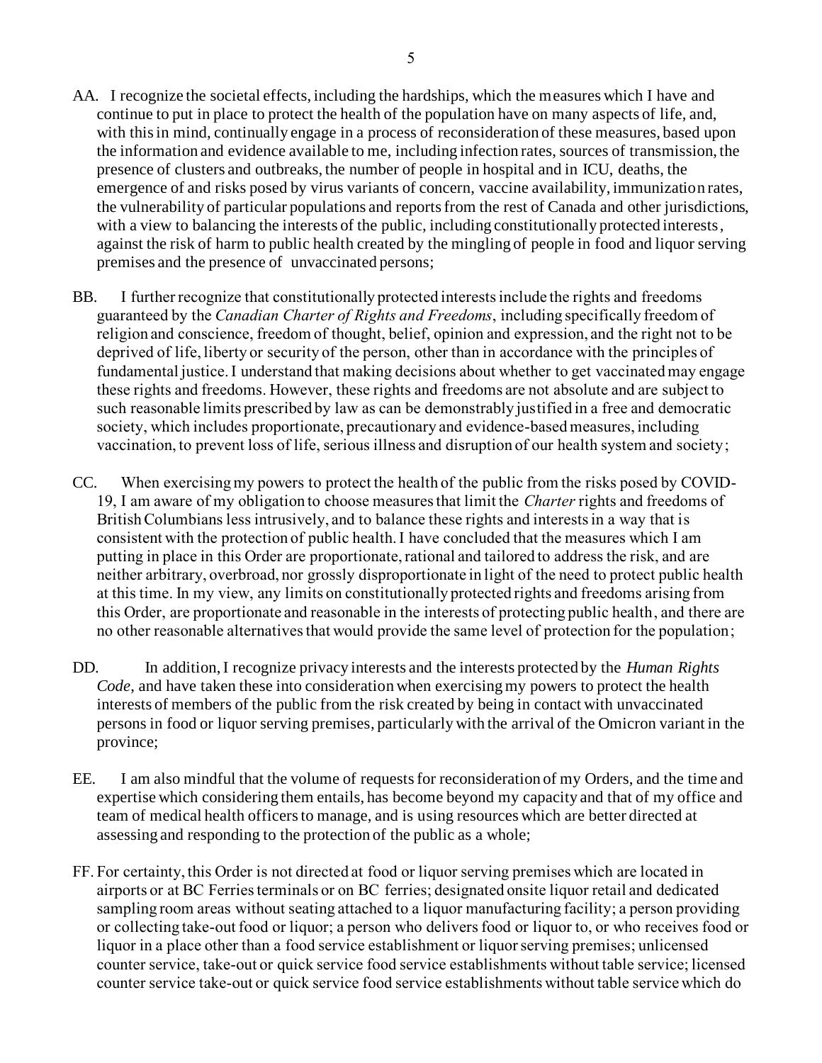AA. I recognize the societal effects, including the hardships, which the measures which I have and continue to put in place to protect the health of the population have on many aspects of life, and, with this in mind, continually engage in a process of reconsideration of these measures, based upon the information and evidence available to me, including infection rates, sources of transmission, the presence of clusters and outbreaks, the number of people in hospital and in ICU, deaths, the emergence of and risks posed by virus variants of concern, vaccine availability, immunization rates, the vulnerability of particular populations and reports from the rest of Canada and other jurisdictions, with a view to balancing the interests of the public, including constitutionally protected interests, against the risk of harm to public health created by the mingling of people in food and liquor serving premises and the presence of unvaccinated persons;

BB. I further recognize that constitutionally protected interests include the rights and freedoms guaranteed by the *Canadian Charter of Rights and Freedoms*, including specifically freedom of religion and conscience, freedom of thought, belief, opinion and expression, and the right not to be deprived of life, liberty or security of the person, other than in accordance with the principles of fundamental justice. I understand that making decisions about whether to get vaccinated may engage these rights and freedoms. However, these rights and freedoms are not absolute and are subject to such reasonable limits prescribed by law as can be demonstrably justified in a free and democratic society, which includes proportionate, precautionary and evidence-based measures, including vaccination, to prevent loss of life, serious illness and disruption of our health system and society;

CC. When exercising my powers to protect the health of the public from the risks posed by COVID-19, I am aware of my obligation to choose measures that limit the *Charter* rights and freedoms of British Columbians less intrusively, and to balance these rights and interests in a way that is consistent with the protection of public health. I have concluded that the measures which I am putting in place in this Order are proportionate, rational and tailored to address the risk, and are neither arbitrary, overbroad, nor grossly disproportionate in light of the need to protect public health at this time. In my view, any limits on constitutionally protected rights and freedoms arising from this Order, are proportionate and reasonable in the interests of protecting public health, and there are no other reasonable alternatives that would provide the same level of protection for the population;

DD. In addition, I recognize privacy interests and the interests protected by the *Human Rights Code*, and have taken these into consideration when exercising my powers to protect the health interests of members of the public from the risk created by being in contact with unvaccinated persons in food or liquor serving premises, particularly with the arrival of the Omicron variant in the province;

EE. I am also mindful that the volume of requests for reconsideration of my Orders, and the time and expertise which considering them entails, has become beyond my capacity and that of my office and team of medical health officers to manage, and is using resources which are better directed at assessing and responding to the protection of the public as a whole;

FF. For certainty, this Order is not directed at food or liquor serving premises which are located in airports or at BC Ferries terminals or on BC ferries; designated onsite liquor retail and dedicated sampling room areas without seating attached to a liquor manufacturing facility; a person providing or collecting take-out food or liquor; a person who delivers food or liquor to, or who receives food or liquor in a place other than a food service establishment or liquor serving premises; unlicensed counter service, take-out or quick service food service establishments without table service; licensed counter service take-out or quick service food service establishments without table service which do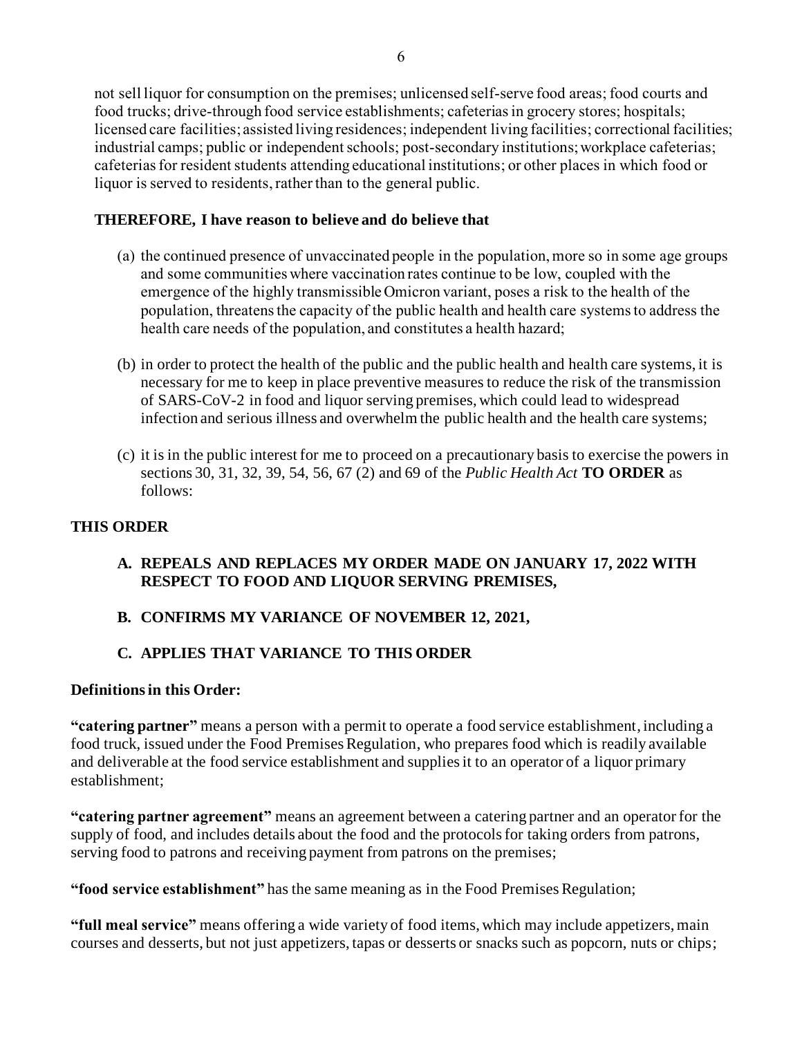not sell liquor for consumption on the premises; unlicensed self-serve food areas; food courts and food trucks; drive-through food service establishments; cafeterias in grocery stores; hospitals; licensed care facilities; assisted living residences; independent living facilities; correctional facilities; industrial camps; public or independent schools; post-secondary institutions; workplace cafeterias; cafeterias for resident students attending educational institutions; or other places in which food or liquor is served to residents, rather than to the general public.

**THEREFORE, I have reason to believe and do believe that**

(a) the continued presence of unvaccinated people in the population, more so in some age groups and some communities where vaccination rates continue to be low, coupled with the emergence of the highly transmissible Omicron variant, poses a risk to the health of the population, threatens the capacity of the public health and health care systems to address the health care needs of the population, and constitutes a health hazard;

(b) in order to protect the health of the public and the public health and health care systems, it is necessary for me to keep in place preventive measures to reduce the risk of the transmission of SARS-CoV-2 in food and liquor serving premises, which could lead to widespread infection and serious illness and overwhelm the public health and the health care systems;

(c) it is in the public interest for me to proceed on a precautionary basis to exercise the powers in sections 30, 31, 32, 39, 54, 56, 67 (2) and 69 of the *Public Health Act* **TO ORDER** as follows:

**THIS ORDER**

**A. REPEALS AND REPLACES MY ORDER MADE ON JANUARY 17, 2022 WITH RESPECT TO FOOD AND LIQUOR SERVING PREMISES,**

**B. CONFIRMS MY VARIANCE OF NOVEMBER 12, 2021,**

**C. APPLIES THAT VARIANCE TO THIS ORDER**

**Definitions in this Order:**

**"catering partner"** means a person with a permit to operate a food service establishment, including a food truck, issued under the Food Premises Regulation, who prepares food which is readily available and deliverable at the food service establishment and supplies it to an operator of a liquor primary establishment;

**"catering partner agreement"** means an agreement between a catering partner and an operator for the supply of food, and includes details about the food and the protocols for taking orders from patrons, serving food to patrons and receiving payment from patrons on the premises;

**"food service establishment"** has the same meaning as in the Food Premises Regulation;

**"full meal service"** means offering a wide variety of food items, which may include appetizers, main courses and desserts, but not just appetizers, tapas or desserts or snacks such as popcorn, nuts or chips;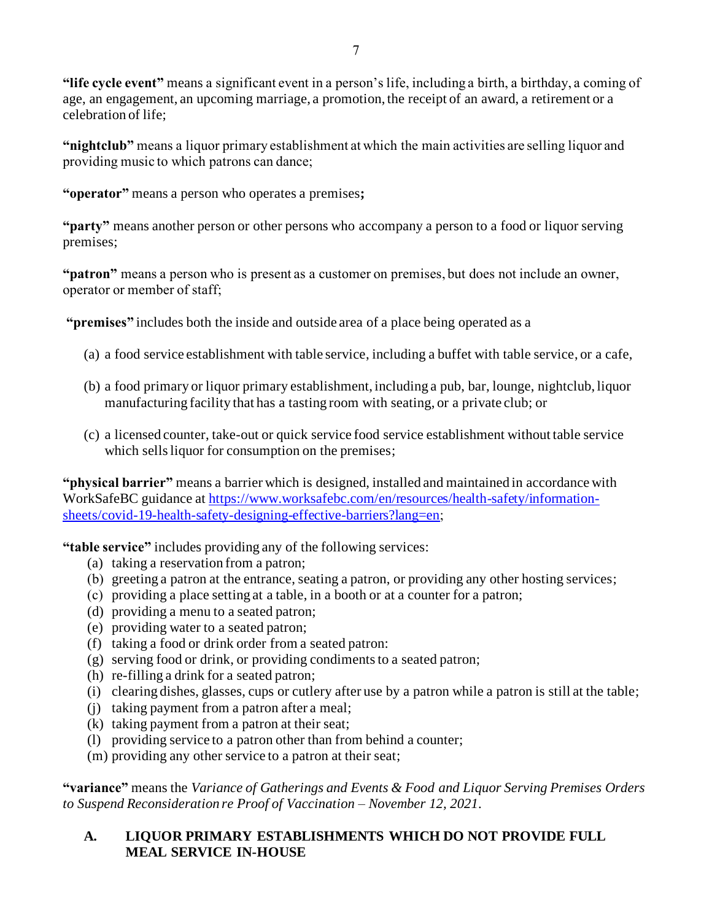**"life cycle event"** means a significant event in a person's life, including a birth, a birthday, a coming of age, an engagement, an upcoming marriage, a promotion, the receipt of an award, a retirement or a celebration of life;

**"nightclub"** means a liquor primary establishment at which the main activities are selling liquor and providing music to which patrons can dance;

**"operator"** means a person who operates a premises**;**

**"party"** means another person or other persons who accompany a person to a food or liquor serving premises;

**"patron"** means a person who is present as a customer on premises, but does not include an owner, operator or member of staff;

**"premises"** includes both the inside and outside area of a place being operated as a

(a) a food service establishment with table service, including a buffet with table service, or a cafe,

(b) a food primary or liquor primary establishment, including a pub, bar, lounge, nightclub, liquor manufacturing facility that has a tasting room with seating, or a private club; or

(c) a licensed counter, take-out or quick service food service establishment without table service which sells liquor for consumption on the premises;

**"physical barrier"** means a barrier which is designed, installed and maintained in accordance with WorkSafeBC guidance at https://www.worksafebc.com/en/resources/health-safety/information-sheets/covid-19-health-safety-designing-effective-barriers?lang=en;

**"table service"** includes providing any of the following services:

(a) taking a reservation from a patron;
(b) greeting a patron at the entrance, seating a patron, or providing any other hosting services;
(c) providing a place setting at a table, in a booth or at a counter for a patron;
(d) providing a menu to a seated patron;
(e) providing water to a seated patron;
(f) taking a food or drink order from a seated patron:
(g) serving food or drink, or providing condiments to a seated patron;
(h) re-filling a drink for a seated patron;
(i) clearing dishes, glasses, cups or cutlery after use by a patron while a patron is still at the table;
(j) taking payment from a patron after a meal;
(k) taking payment from a patron at their seat;
(l) providing service to a patron other than from behind a counter;
(m) providing any other service to a patron at their seat;

**"variance"** means the *Variance of Gatherings and Events & Food and Liquor Serving Premises Orders to Suspend Reconsideration re Proof of Vaccination – November 12, 2021*.

## A. LIQUOR PRIMARY ESTABLISHMENTS WHICH DO NOT PROVIDE FULL MEAL SERVICE IN-HOUSE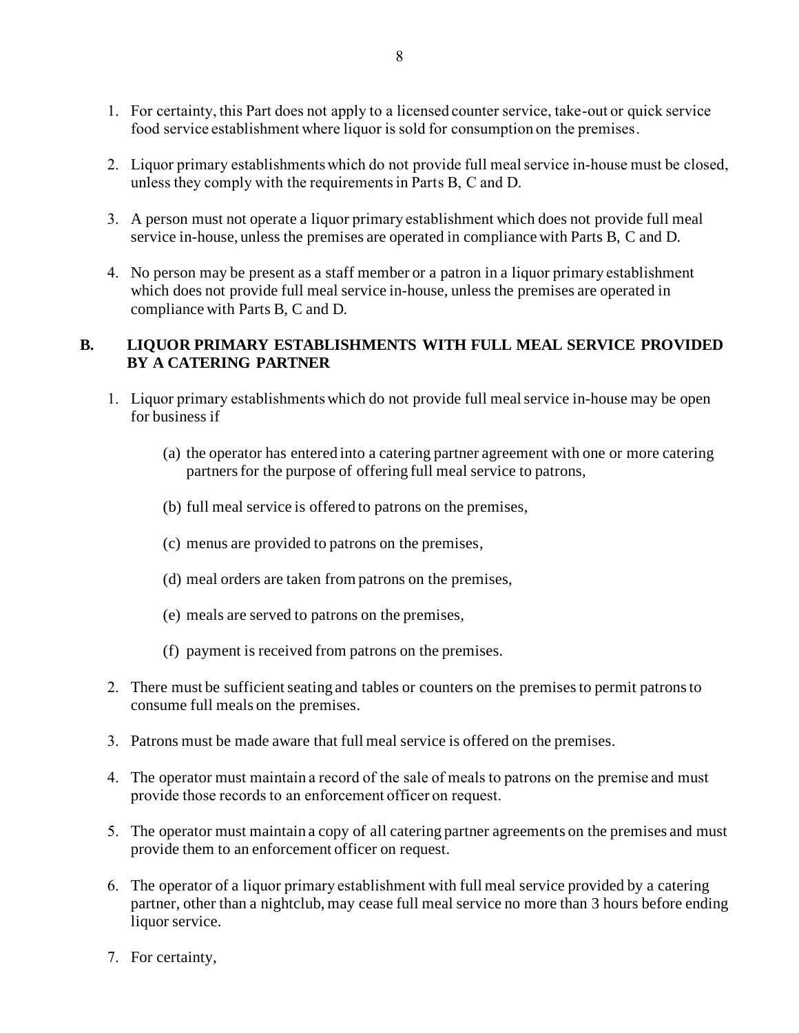1. For certainty, this Part does not apply to a licensed counter service, take-out or quick service food service establishment where liquor is sold for consumption on the premises.

2. Liquor primary establishments which do not provide full meal service in-house must be closed, unless they comply with the requirements in Parts B, C and D.

3. A person must not operate a liquor primary establishment which does not provide full meal service in-house, unless the premises are operated in compliance with Parts B, C and D.

4. No person may be present as a staff member or a patron in a liquor primary establishment which does not provide full meal service in-house, unless the premises are operated in compliance with Parts B, C and D.

## B. LIQUOR PRIMARY ESTABLISHMENTS WITH FULL MEAL SERVICE PROVIDED BY A CATERING PARTNER

1. Liquor primary establishments which do not provide full meal service in-house may be open for business if

   (a) the operator has entered into a catering partner agreement with one or more catering partners for the purpose of offering full meal service to patrons,

   (b) full meal service is offered to patrons on the premises,

   (c) menus are provided to patrons on the premises,

   (d) meal orders are taken from patrons on the premises,

   (e) meals are served to patrons on the premises,

   (f) payment is received from patrons on the premises.

2. There must be sufficient seating and tables or counters on the premises to permit patrons to consume full meals on the premises.

3. Patrons must be made aware that full meal service is offered on the premises.

4. The operator must maintain a record of the sale of meals to patrons on the premise and must provide those records to an enforcement officer on request.

5. The operator must maintain a copy of all catering partner agreements on the premises and must provide them to an enforcement officer on request.

6. The operator of a liquor primary establishment with full meal service provided by a catering partner, other than a nightclub, may cease full meal service no more than 3 hours before ending liquor service.

7. For certainty,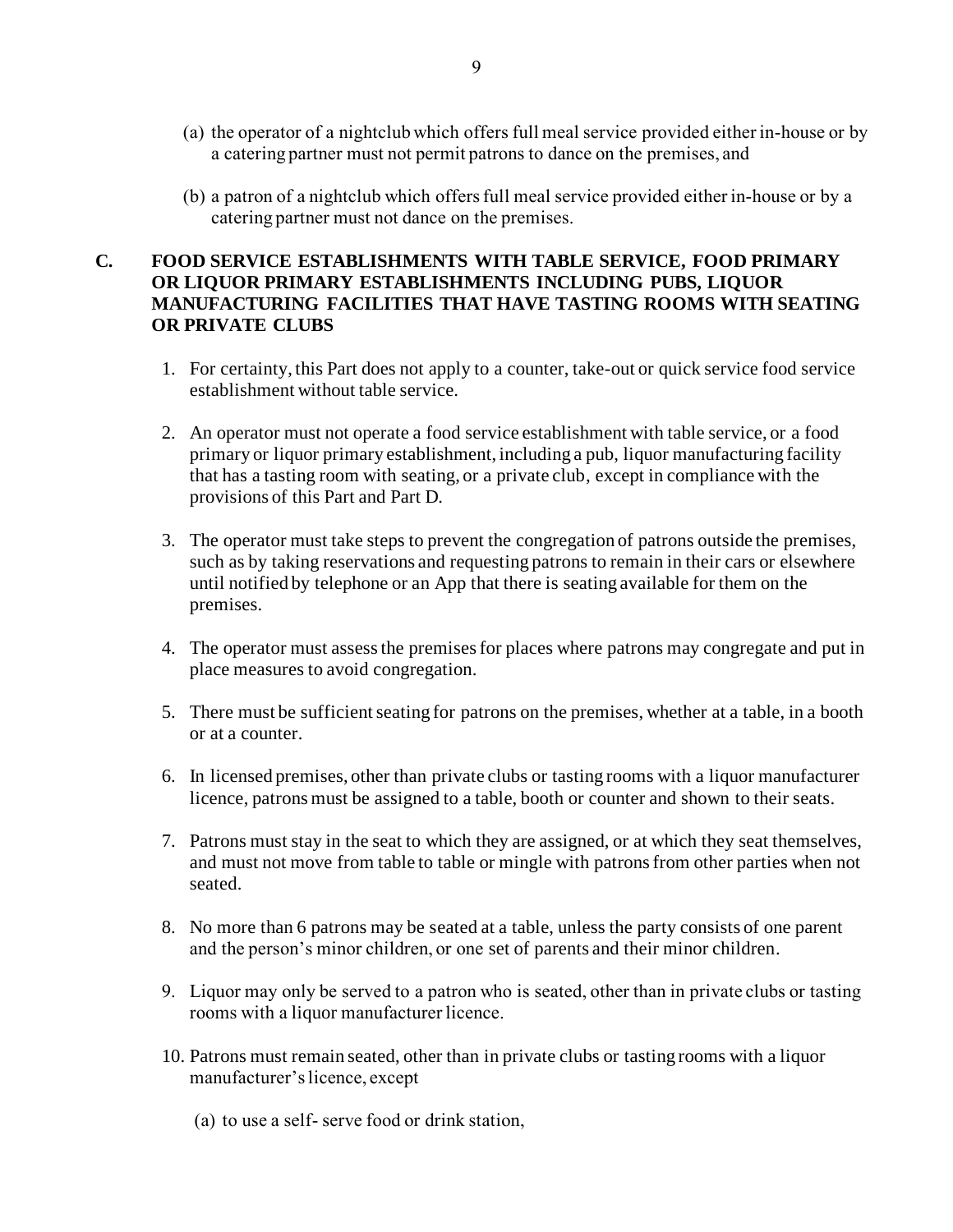(a) the operator of a nightclub which offers full meal service provided either in-house or by a catering partner must not permit patrons to dance on the premises, and

(b) a patron of a nightclub which offers full meal service provided either in-house or by a catering partner must not dance on the premises.

## C. FOOD SERVICE ESTABLISHMENTS WITH TABLE SERVICE, FOOD PRIMARY OR LIQUOR PRIMARY ESTABLISHMENTS INCLUDING PUBS, LIQUOR MANUFACTURING FACILITIES THAT HAVE TASTING ROOMS WITH SEATING OR PRIVATE CLUBS

1. For certainty, this Part does not apply to a counter, take-out or quick service food service establishment without table service.

2. An operator must not operate a food service establishment with table service, or a food primary or liquor primary establishment, including a pub, liquor manufacturing facility that has a tasting room with seating, or a private club, except in compliance with the provisions of this Part and Part D.

3. The operator must take steps to prevent the congregation of patrons outside the premises, such as by taking reservations and requesting patrons to remain in their cars or elsewhere until notified by telephone or an App that there is seating available for them on the premises.

4. The operator must assess the premises for places where patrons may congregate and put in place measures to avoid congregation.

5. There must be sufficient seating for patrons on the premises, whether at a table, in a booth or at a counter.

6. In licensed premises, other than private clubs or tasting rooms with a liquor manufacturer licence, patrons must be assigned to a table, booth or counter and shown to their seats.

7. Patrons must stay in the seat to which they are assigned, or at which they seat themselves, and must not move from table to table or mingle with patrons from other parties when not seated.

8. No more than 6 patrons may be seated at a table, unless the party consists of one parent and the person's minor children, or one set of parents and their minor children.

9. Liquor may only be served to a patron who is seated, other than in private clubs or tasting rooms with a liquor manufacturer licence.

10. Patrons must remain seated, other than in private clubs or tasting rooms with a liquor manufacturer's licence, except

    (a) to use a self- serve food or drink station,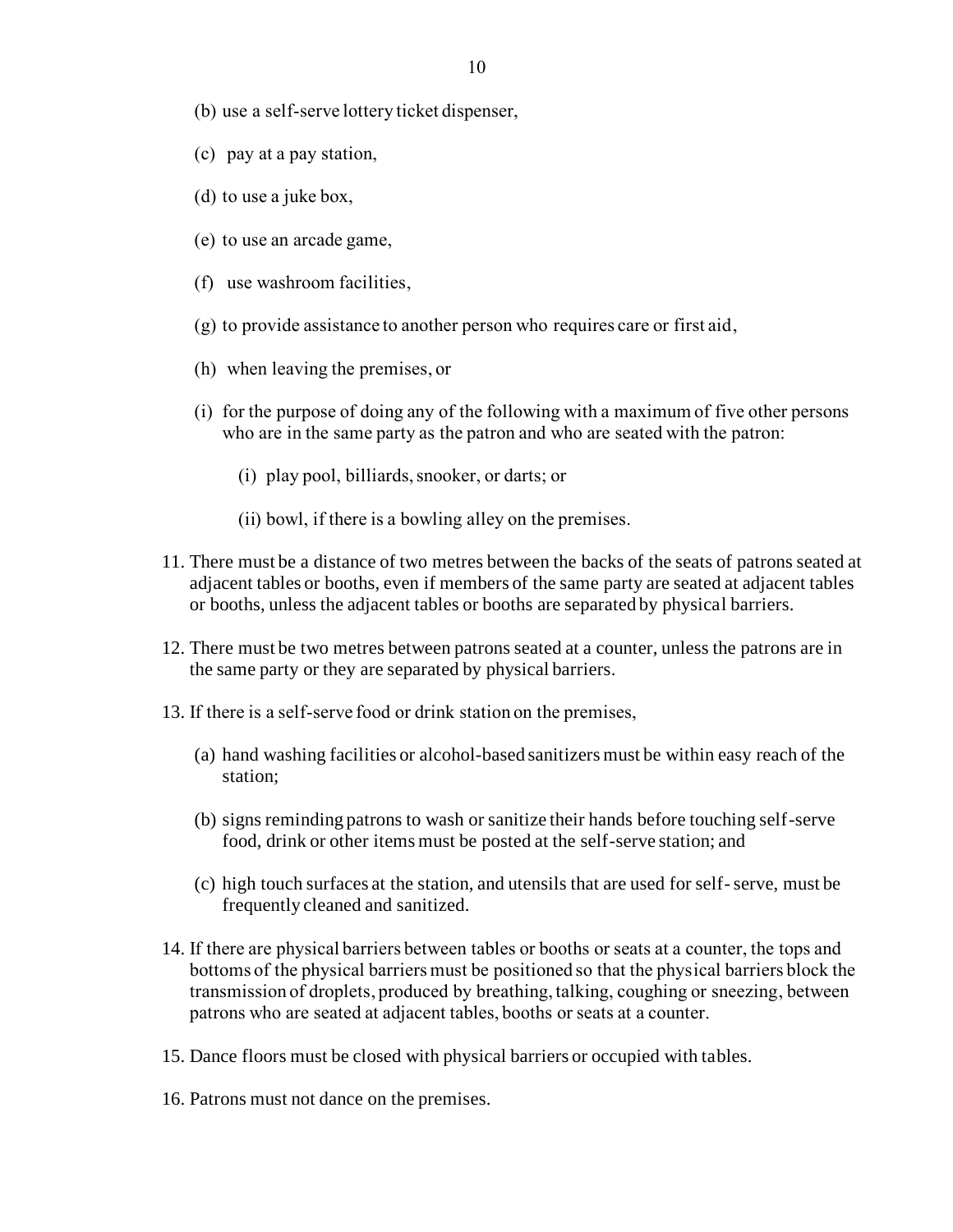(b) use a self-serve lottery ticket dispenser,

(c) pay at a pay station,

(d) to use a juke box,

(e) to use an arcade game,

(f) use washroom facilities,

(g) to provide assistance to another person who requires care or first aid,

(h) when leaving the premises, or

(i) for the purpose of doing any of the following with a maximum of five other persons who are in the same party as the patron and who are seated with the patron:

(i) play pool, billiards, snooker, or darts; or

(ii) bowl, if there is a bowling alley on the premises.

11. There must be a distance of two metres between the backs of the seats of patrons seated at adjacent tables or booths, even if members of the same party are seated at adjacent tables or booths, unless the adjacent tables or booths are separated by physical barriers.

12. There must be two metres between patrons seated at a counter, unless the patrons are in the same party or they are separated by physical barriers.

13. If there is a self-serve food or drink station on the premises,

(a) hand washing facilities or alcohol-based sanitizers must be within easy reach of the station;

(b) signs reminding patrons to wash or sanitize their hands before touching self-serve food, drink or other items must be posted at the self-serve station; and

(c) high touch surfaces at the station, and utensils that are used for self- serve, must be frequently cleaned and sanitized.

14. If there are physical barriers between tables or booths or seats at a counter, the tops and bottoms of the physical barriers must be positioned so that the physical barriers block the transmission of droplets, produced by breathing, talking, coughing or sneezing, between patrons who are seated at adjacent tables, booths or seats at a counter.

15. Dance floors must be closed with physical barriers or occupied with tables.

16. Patrons must not dance on the premises.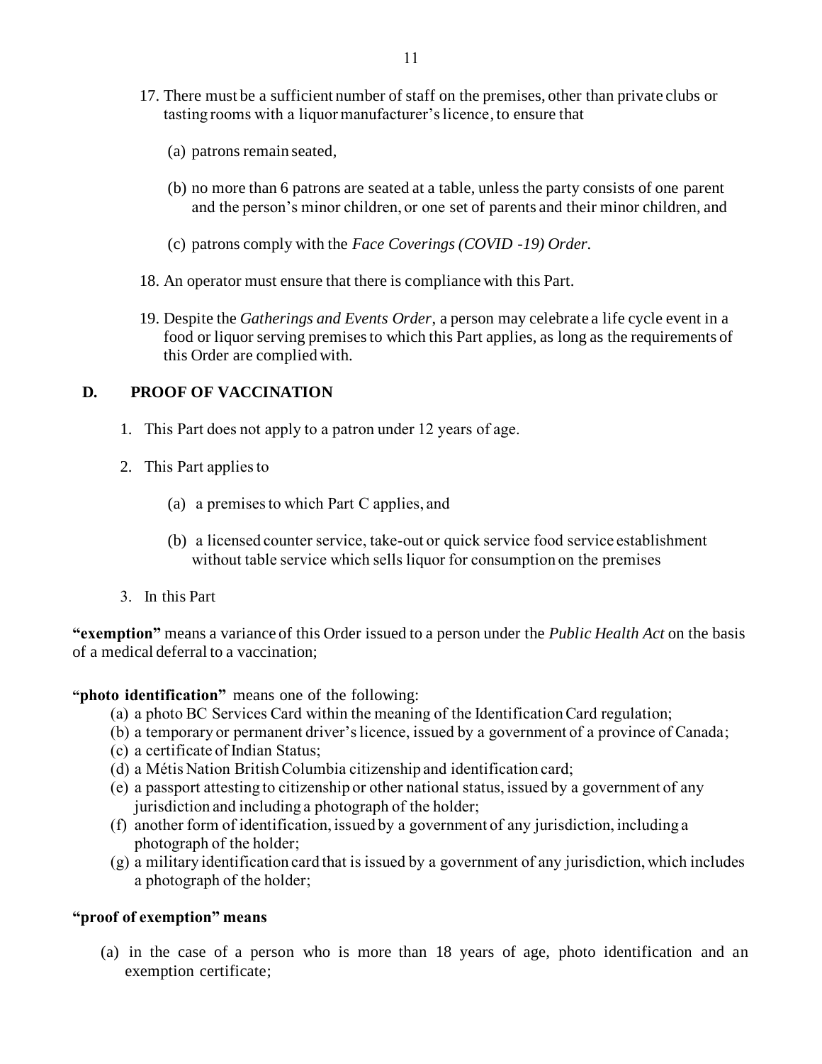17. There must be a sufficient number of staff on the premises, other than private clubs or tasting rooms with a liquor manufacturer's licence, to ensure that

    (a) patrons remain seated,

    (b) no more than 6 patrons are seated at a table, unless the party consists of one parent and the person's minor children, or one set of parents and their minor children, and

    (c) patrons comply with the *Face Coverings (COVID -19) Order.*

18. An operator must ensure that there is compliance with this Part.

19. Despite the *Gatherings and Events Order*, a person may celebrate a life cycle event in a food or liquor serving premises to which this Part applies, as long as the requirements of this Order are complied with.

## D. PROOF OF VACCINATION

1. This Part does not apply to a patron under 12 years of age.

2. This Part applies to

    (a) a premises to which Part C applies, and

    (b) a licensed counter service, take-out or quick service food service establishment without table service which sells liquor for consumption on the premises

3. In this Part

**"exemption"** means a variance of this Order issued to a person under the *Public Health Act* on the basis of a medical deferral to a vaccination;

**"photo identification"** means one of the following:

(a) a photo BC Services Card within the meaning of the Identification Card regulation;
(b) a temporary or permanent driver's licence, issued by a government of a province of Canada;
(c) a certificate of Indian Status;
(d) a Métis Nation British Columbia citizenship and identification card;
(e) a passport attesting to citizenship or other national status, issued by a government of any jurisdiction and including a photograph of the holder;
(f) another form of identification, issued by a government of any jurisdiction, including a photograph of the holder;
(g) a military identification card that is issued by a government of any jurisdiction, which includes a photograph of the holder;

**"proof of exemption" means**

(a) in the case of a person who is more than 18 years of age, photo identification and an exemption certificate;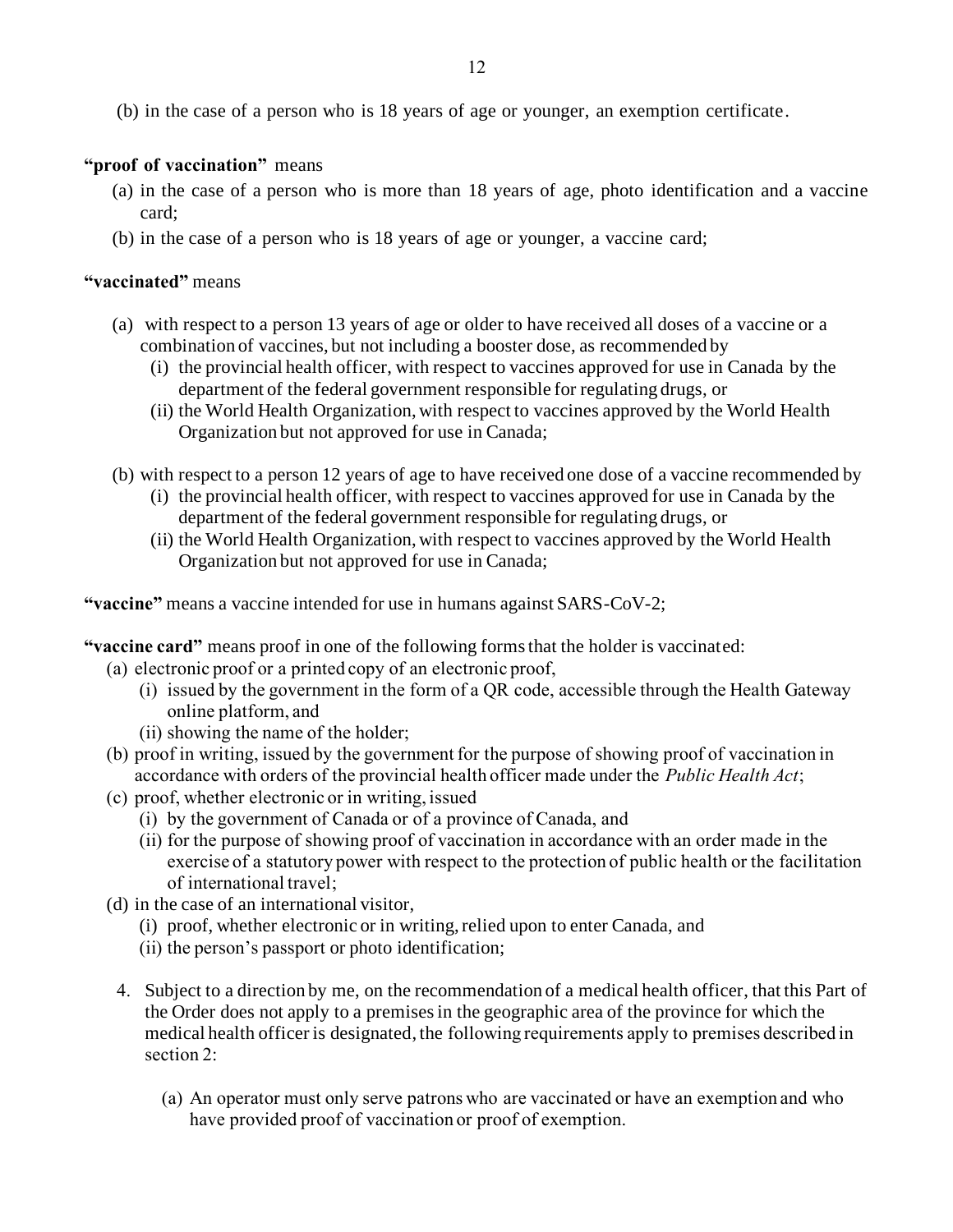(b) in the case of a person who is 18 years of age or younger, an exemption certificate.

**"proof of vaccination"** means

(a) in the case of a person who is more than 18 years of age, photo identification and a vaccine card;

(b) in the case of a person who is 18 years of age or younger, a vaccine card;

**"vaccinated"** means

(a) with respect to a person 13 years of age or older to have received all doses of a vaccine or a combination of vaccines, but not including a booster dose, as recommended by

  (i) the provincial health officer, with respect to vaccines approved for use in Canada by the department of the federal government responsible for regulating drugs, or

  (ii) the World Health Organization, with respect to vaccines approved by the World Health Organization but not approved for use in Canada;

(b) with respect to a person 12 years of age to have received one dose of a vaccine recommended by

  (i) the provincial health officer, with respect to vaccines approved for use in Canada by the department of the federal government responsible for regulating drugs, or

  (ii) the World Health Organization, with respect to vaccines approved by the World Health Organization but not approved for use in Canada;

**"vaccine"** means a vaccine intended for use in humans against SARS-CoV-2;

**"vaccine card"** means proof in one of the following forms that the holder is vaccinated:

(a) electronic proof or a printed copy of an electronic proof,

  (i) issued by the government in the form of a QR code, accessible through the Health Gateway online platform, and

  (ii) showing the name of the holder;

(b) proof in writing, issued by the government for the purpose of showing proof of vaccination in accordance with orders of the provincial health officer made under the *Public Health Act*;

(c) proof, whether electronic or in writing, issued

  (i) by the government of Canada or of a province of Canada, and

  (ii) for the purpose of showing proof of vaccination in accordance with an order made in the exercise of a statutory power with respect to the protection of public health or the facilitation of international travel;

(d) in the case of an international visitor,

  (i) proof, whether electronic or in writing, relied upon to enter Canada, and

  (ii) the person's passport or photo identification;

4. Subject to a direction by me, on the recommendation of a medical health officer, that this Part of the Order does not apply to a premises in the geographic area of the province for which the medical health officer is designated, the following requirements apply to premises described in section 2:

   (a) An operator must only serve patrons who are vaccinated or have an exemption and who have provided proof of vaccination or proof of exemption.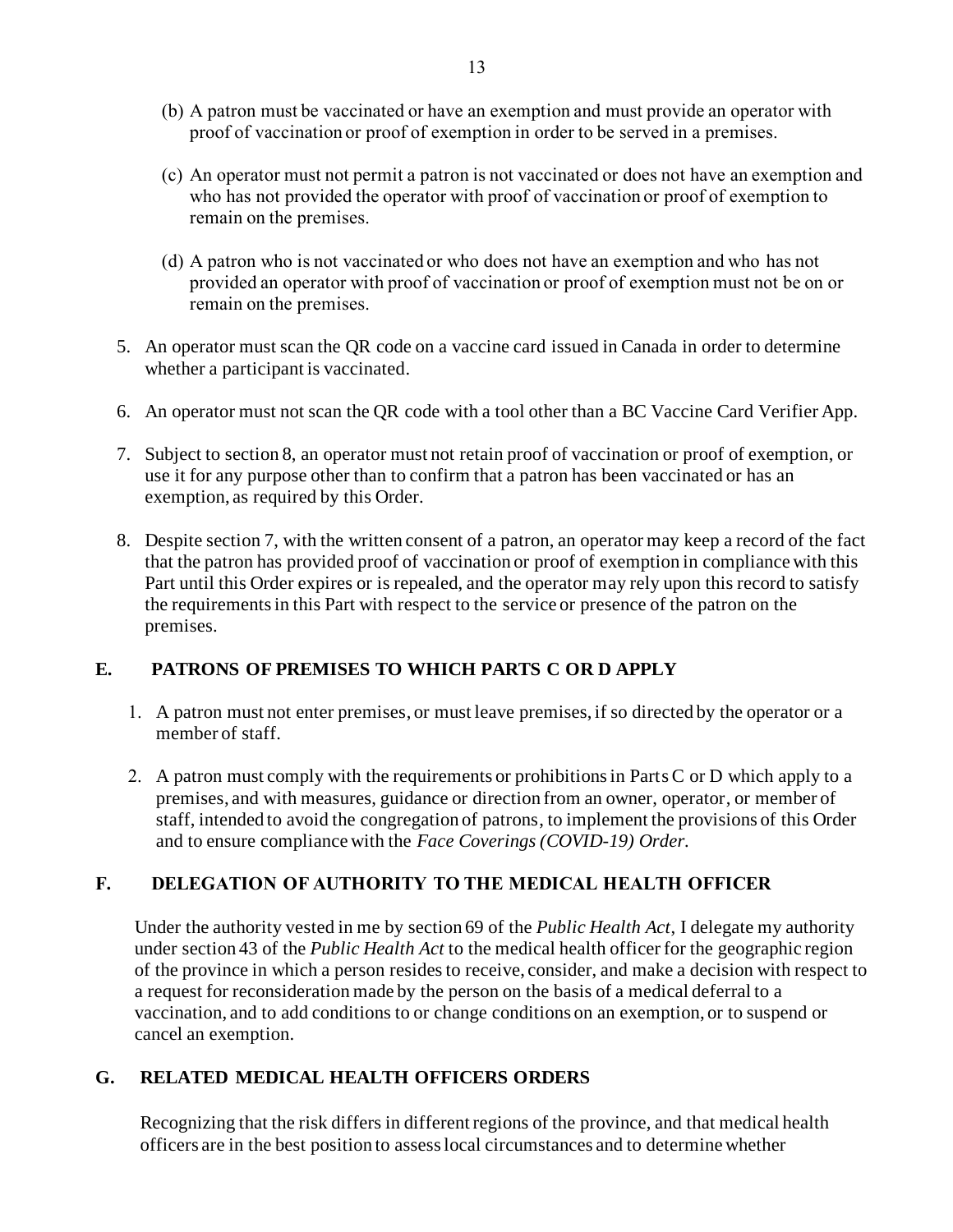(b) A patron must be vaccinated or have an exemption and must provide an operator with proof of vaccination or proof of exemption in order to be served in a premises.

(c) An operator must not permit a patron is not vaccinated or does not have an exemption and who has not provided the operator with proof of vaccination or proof of exemption to remain on the premises.

(d) A patron who is not vaccinated or who does not have an exemption and who has not provided an operator with proof of vaccination or proof of exemption must not be on or remain on the premises.

5. An operator must scan the QR code on a vaccine card issued in Canada in order to determine whether a participant is vaccinated.

6. An operator must not scan the QR code with a tool other than a BC Vaccine Card Verifier App.

7. Subject to section 8, an operator must not retain proof of vaccination or proof of exemption, or use it for any purpose other than to confirm that a patron has been vaccinated or has an exemption, as required by this Order.

8. Despite section 7, with the written consent of a patron, an operator may keep a record of the fact that the patron has provided proof of vaccination or proof of exemption in compliance with this Part until this Order expires or is repealed, and the operator may rely upon this record to satisfy the requirements in this Part with respect to the service or presence of the patron on the premises.

## E. PATRONS OF PREMISES TO WHICH PARTS C OR D APPLY

1. A patron must not enter premises, or must leave premises, if so directed by the operator or a member of staff.

2. A patron must comply with the requirements or prohibitions in Parts C or D which apply to a premises, and with measures, guidance or direction from an owner, operator, or member of staff, intended to avoid the congregation of patrons, to implement the provisions of this Order and to ensure compliance with the *Face Coverings (COVID-19) Order.*

## F. DELEGATION OF AUTHORITY TO THE MEDICAL HEALTH OFFICER

Under the authority vested in me by section 69 of the *Public Health Act*, I delegate my authority under section 43 of the *Public Health Act* to the medical health officer for the geographic region of the province in which a person resides to receive, consider, and make a decision with respect to a request for reconsideration made by the person on the basis of a medical deferral to a vaccination, and to add conditions to or change conditions on an exemption, or to suspend or cancel an exemption.

## G. RELATED MEDICAL HEALTH OFFICERS ORDERS

Recognizing that the risk differs in different regions of the province, and that medical health officers are in the best position to assess local circumstances and to determine whether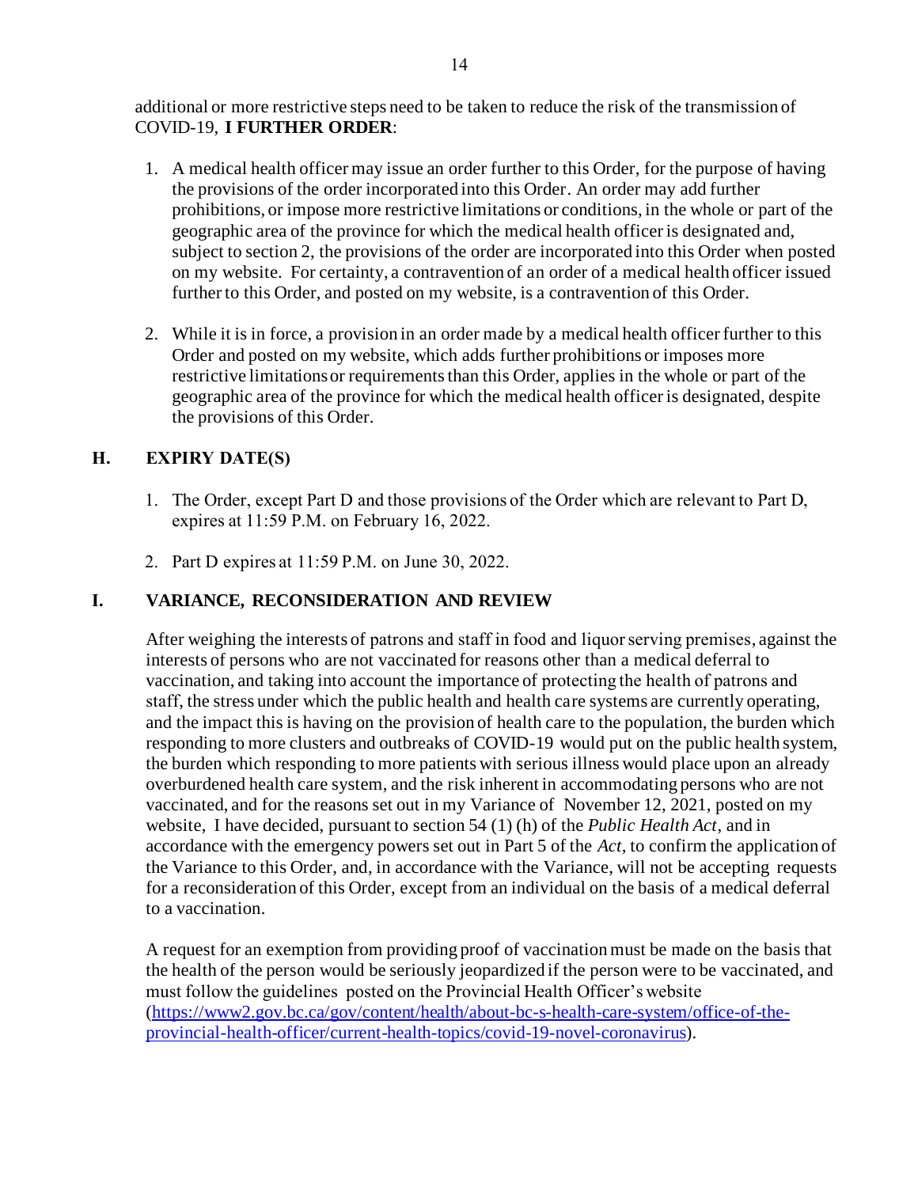additional or more restrictive steps need to be taken to reduce the risk of the transmission of COVID-19, **I FURTHER ORDER**:

1. A medical health officer may issue an order further to this Order, for the purpose of having the provisions of the order incorporated into this Order. An order may add further prohibitions, or impose more restrictive limitations or conditions, in the whole or part of the geographic area of the province for which the medical health officer is designated and, subject to section 2, the provisions of the order are incorporated into this Order when posted on my website. For certainty, a contravention of an order of a medical health officer issued further to this Order, and posted on my website, is a contravention of this Order.

2. While it is in force, a provision in an order made by a medical health officer further to this Order and posted on my website, which adds further prohibitions or imposes more restrictive limitations or requirements than this Order, applies in the whole or part of the geographic area of the province for which the medical health officer is designated, despite the provisions of this Order.

## H. EXPIRY DATE(S)

1. The Order, except Part D and those provisions of the Order which are relevant to Part D, expires at 11:59 P.M. on February 16, 2022.

2. Part D expires at 11:59 P.M. on June 30, 2022.

## I. VARIANCE, RECONSIDERATION AND REVIEW

After weighing the interests of patrons and staff in food and liquor serving premises, against the interests of persons who are not vaccinated for reasons other than a medical deferral to vaccination, and taking into account the importance of protecting the health of patrons and staff, the stress under which the public health and health care systems are currently operating, and the impact this is having on the provision of health care to the population, the burden which responding to more clusters and outbreaks of COVID-19 would put on the public health system, the burden which responding to more patients with serious illness would place upon an already overburdened health care system, and the risk inherent in accommodating persons who are not vaccinated, and for the reasons set out in my Variance of November 12, 2021, posted on my website, I have decided, pursuant to section 54 (1) (h) of the *Public Health Act*, and in accordance with the emergency powers set out in Part 5 of the *Act*, to confirm the application of the Variance to this Order, and, in accordance with the Variance, will not be accepting requests for a reconsideration of this Order, except from an individual on the basis of a medical deferral to a vaccination.

A request for an exemption from providing proof of vaccination must be made on the basis that the health of the person would be seriously jeopardized if the person were to be vaccinated, and must follow the guidelines posted on the Provincial Health Officer's website (https://www2.gov.bc.ca/gov/content/health/about-bc-s-health-care-system/office-of-the-provincial-health-officer/current-health-topics/covid-19-novel-coronavirus).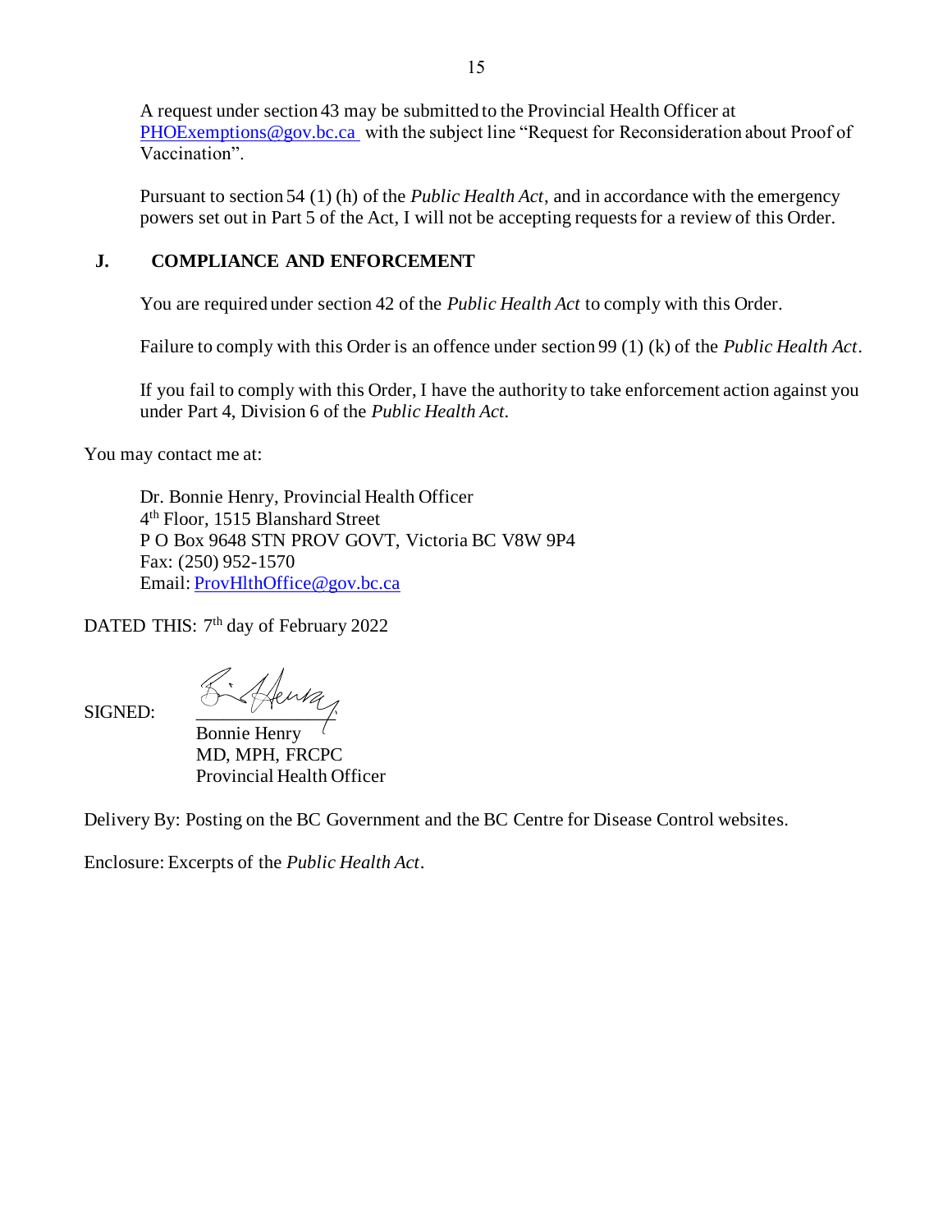A request under section 43 may be submitted to the Provincial Health Officer at PHOExemptions@gov.bc.ca with the subject line "Request for Reconsideration about Proof of Vaccination".

Pursuant to section 54 (1) (h) of the *Public Health Act*, and in accordance with the emergency powers set out in Part 5 of the Act, I will not be accepting requests for a review of this Order.

## J. COMPLIANCE AND ENFORCEMENT

You are required under section 42 of the *Public Health Act* to comply with this Order.

Failure to comply with this Order is an offence under section 99 (1) (k) of the *Public Health Act*.

If you fail to comply with this Order, I have the authority to take enforcement action against you under Part 4, Division 6 of the *Public Health Act.*

You may contact me at:

Dr. Bonnie Henry, Provincial Health Officer
4th Floor, 1515 Blanshard Street
P O Box 9648 STN PROV GOVT, Victoria BC V8W 9P4
Fax: (250) 952-1570
Email: ProvHlthOffice@gov.bc.ca

DATED THIS: 7th day of February 2022

SIGNED:

Bonnie Henry
MD, MPH, FRCPC
Provincial Health Officer

Delivery By: Posting on the BC Government and the BC Centre for Disease Control websites.

Enclosure: Excerpts of the *Public Health Act*.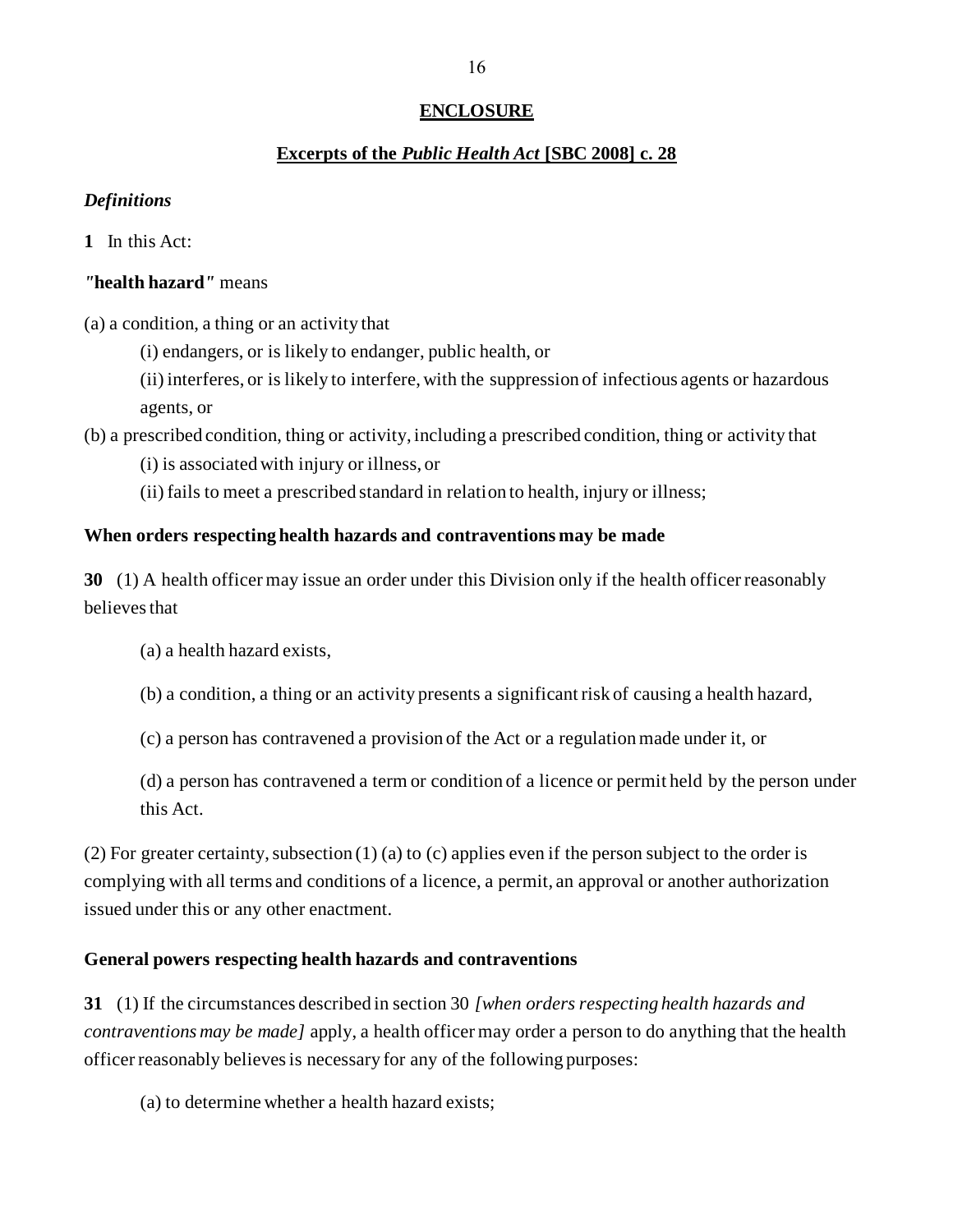## ENCLOSURE

## Excerpts of the *Public Health Act* [SBC 2008] c. 28

### *Definitions*

**1** In this Act:

***"*health hazard*"*** means

(a) a condition, a thing or an activity that

(i) endangers, or is likely to endanger, public health, or

(ii) interferes, or is likely to interfere, with the suppression of infectious agents or hazardous agents, or

(b) a prescribed condition, thing or activity, including a prescribed condition, thing or activity that

(i) is associated with injury or illness, or

(ii) fails to meet a prescribed standard in relation to health, injury or illness;

### When orders respecting health hazards and contraventions may be made

**30** (1) A health officer may issue an order under this Division only if the health officer reasonably believes that

(a) a health hazard exists,

(b) a condition, a thing or an activity presents a significant risk of causing a health hazard,

(c) a person has contravened a provision of the Act or a regulation made under it, or

(d) a person has contravened a term or condition of a licence or permit held by the person under this Act.

(2) For greater certainty, subsection (1) (a) to (c) applies even if the person subject to the order is complying with all terms and conditions of a licence, a permit, an approval or another authorization issued under this or any other enactment.

### General powers respecting health hazards and contraventions

**31** (1) If the circumstances described in section 30 *[when orders respecting health hazards and contraventions may be made]* apply, a health officer may order a person to do anything that the health officer reasonably believes is necessary for any of the following purposes:

(a) to determine whether a health hazard exists;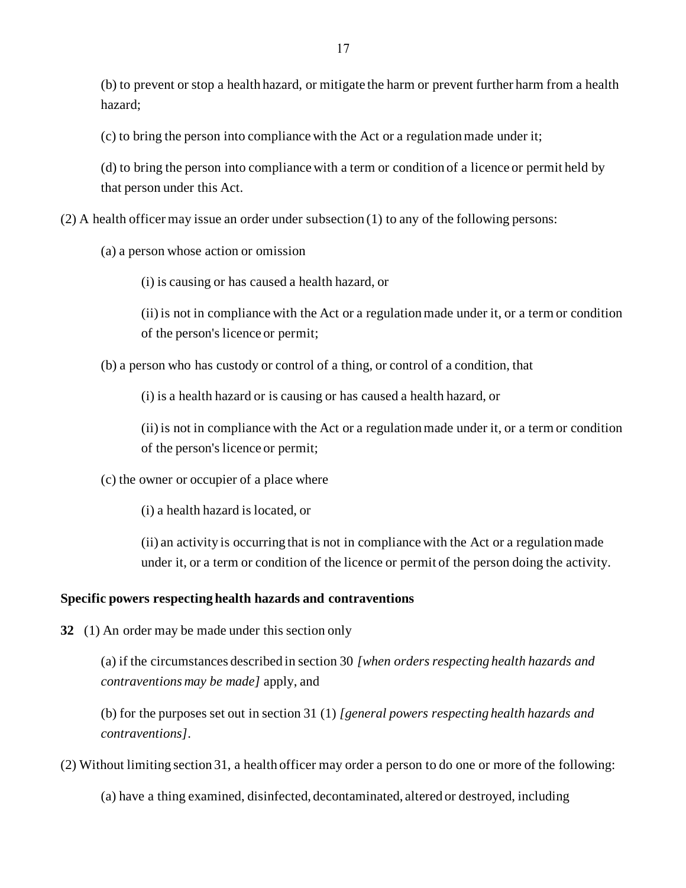(b) to prevent or stop a health hazard, or mitigate the harm or prevent further harm from a health hazard;

(c) to bring the person into compliance with the Act or a regulation made under it;

(d) to bring the person into compliance with a term or condition of a licence or permit held by that person under this Act.

(2) A health officer may issue an order under subsection (1) to any of the following persons:

(a) a person whose action or omission

(i) is causing or has caused a health hazard, or

(ii) is not in compliance with the Act or a regulation made under it, or a term or condition of the person's licence or permit;

(b) a person who has custody or control of a thing, or control of a condition, that

(i) is a health hazard or is causing or has caused a health hazard, or

(ii) is not in compliance with the Act or a regulation made under it, or a term or condition of the person's licence or permit;

(c) the owner or occupier of a place where

(i) a health hazard is located, or

(ii) an activity is occurring that is not in compliance with the Act or a regulation made under it, or a term or condition of the licence or permit of the person doing the activity.

**Specific powers respecting health hazards and contraventions**

**32** (1) An order may be made under this section only

(a) if the circumstances described in section 30 *[when orders respecting health hazards and contraventions may be made]* apply, and

(b) for the purposes set out in section 31 (1) *[general powers respecting health hazards and contraventions]*.

(2) Without limiting section 31, a health officer may order a person to do one or more of the following:

(a) have a thing examined, disinfected, decontaminated, altered or destroyed, including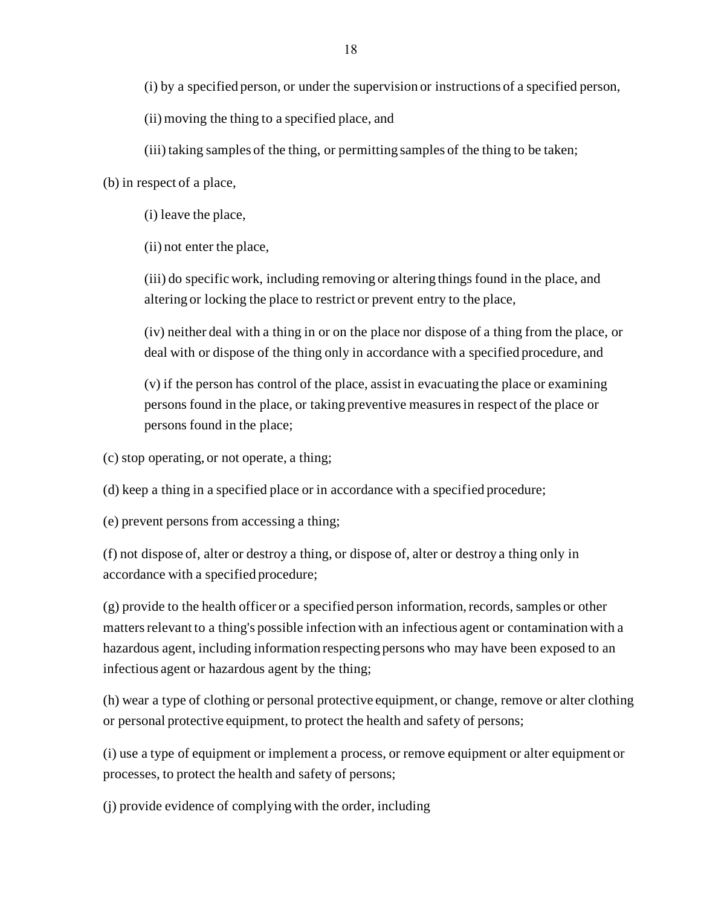(i) by a specified person, or under the supervision or instructions of a specified person,

(ii) moving the thing to a specified place, and

(iii) taking samples of the thing, or permitting samples of the thing to be taken;

(b) in respect of a place,

(i) leave the place,

(ii) not enter the place,

(iii) do specific work, including removing or altering things found in the place, and altering or locking the place to restrict or prevent entry to the place,

(iv) neither deal with a thing in or on the place nor dispose of a thing from the place, or deal with or dispose of the thing only in accordance with a specified procedure, and

(v) if the person has control of the place, assist in evacuating the place or examining persons found in the place, or taking preventive measures in respect of the place or persons found in the place;

(c) stop operating, or not operate, a thing;

(d) keep a thing in a specified place or in accordance with a specified procedure;

(e) prevent persons from accessing a thing;

(f) not dispose of, alter or destroy a thing, or dispose of, alter or destroy a thing only in accordance with a specified procedure;

(g) provide to the health officer or a specified person information, records, samples or other matters relevant to a thing's possible infection with an infectious agent or contamination with a hazardous agent, including information respecting persons who may have been exposed to an infectious agent or hazardous agent by the thing;

(h) wear a type of clothing or personal protective equipment, or change, remove or alter clothing or personal protective equipment, to protect the health and safety of persons;

(i) use a type of equipment or implement a process, or remove equipment or alter equipment or processes, to protect the health and safety of persons;

(j) provide evidence of complying with the order, including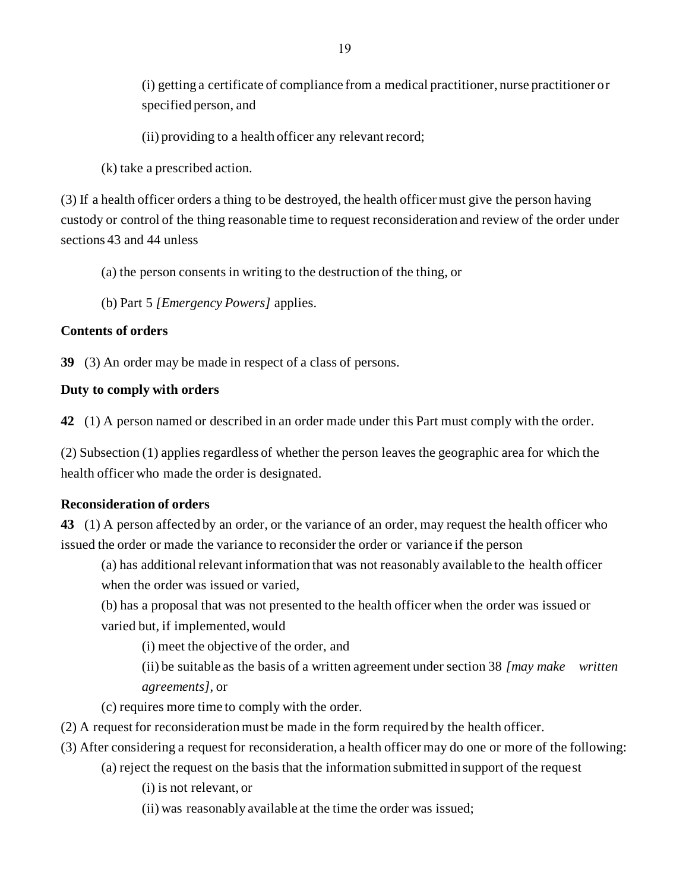(i) getting a certificate of compliance from a medical practitioner, nurse practitioner or specified person, and

(ii) providing to a health officer any relevant record;

(k) take a prescribed action.

(3) If a health officer orders a thing to be destroyed, the health officer must give the person having custody or control of the thing reasonable time to request reconsideration and review of the order under sections 43 and 44 unless

(a) the person consents in writing to the destruction of the thing, or

(b) Part 5 *[Emergency Powers]* applies.

**Contents of orders**

**39** (3) An order may be made in respect of a class of persons.

**Duty to comply with orders**

**42** (1) A person named or described in an order made under this Part must comply with the order.

(2) Subsection (1) applies regardless of whether the person leaves the geographic area for which the health officer who made the order is designated.

**Reconsideration of orders**

**43** (1) A person affected by an order, or the variance of an order, may request the health officer who issued the order or made the variance to reconsider the order or variance if the person

(a) has additional relevant information that was not reasonably available to the health officer when the order was issued or varied,

(b) has a proposal that was not presented to the health officer when the order was issued or varied but, if implemented, would

(i) meet the objective of the order, and

(ii) be suitable as the basis of a written agreement under section 38 *[may make written agreements]*, or

(c) requires more time to comply with the order.

(2) A request for reconsideration must be made in the form required by the health officer.

(3) After considering a request for reconsideration, a health officer may do one or more of the following:

(a) reject the request on the basis that the information submitted in support of the request

(i) is not relevant, or

(ii) was reasonably available at the time the order was issued;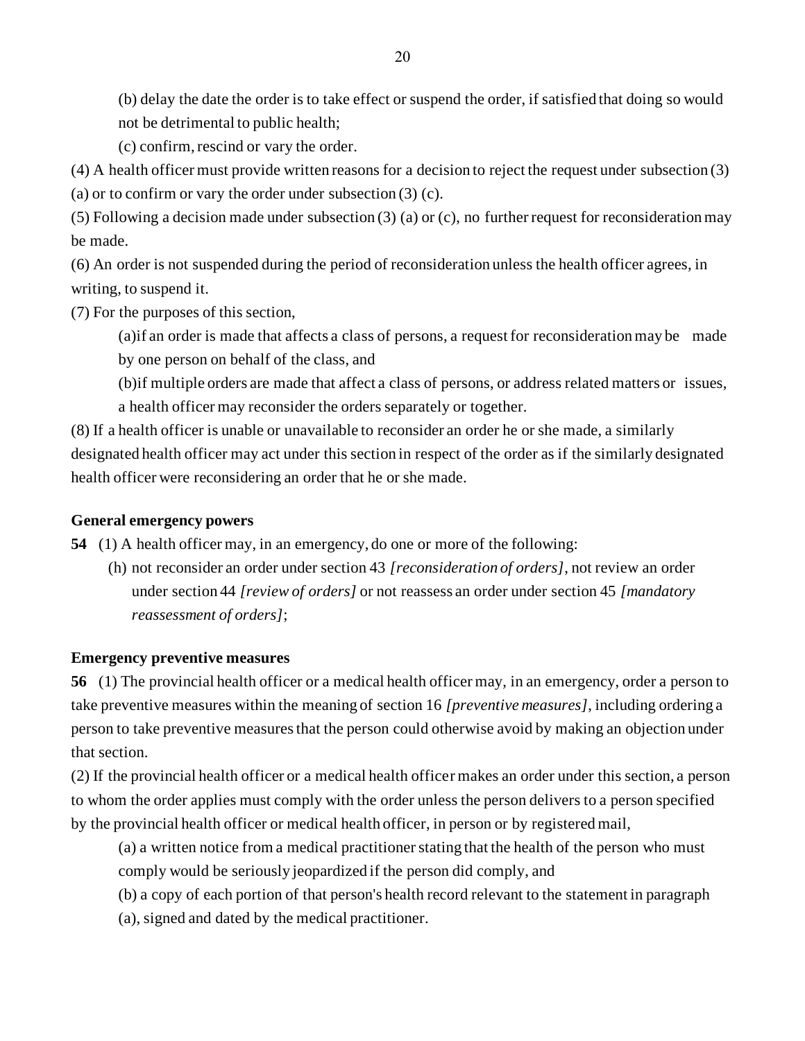(b) delay the date the order is to take effect or suspend the order, if satisfied that doing so would not be detrimental to public health;

(c) confirm, rescind or vary the order.

(4) A health officer must provide written reasons for a decision to reject the request under subsection (3) (a) or to confirm or vary the order under subsection (3) (c).

(5) Following a decision made under subsection (3) (a) or (c), no further request for reconsideration may be made.

(6) An order is not suspended during the period of reconsideration unless the health officer agrees, in writing, to suspend it.

(7) For the purposes of this section,

(a)if an order is made that affects a class of persons, a request for reconsideration may be made by one person on behalf of the class, and

(b)if multiple orders are made that affect a class of persons, or address related matters or issues, a health officer may reconsider the orders separately or together.

(8) If a health officer is unable or unavailable to reconsider an order he or she made, a similarly designated health officer may act under this section in respect of the order as if the similarly designated health officer were reconsidering an order that he or she made.

**General emergency powers**

**54** (1) A health officer may, in an emergency, do one or more of the following:

(h) not reconsider an order under section 43 *[reconsideration of orders]*, not review an order under section 44 *[review of orders]* or not reassess an order under section 45 *[mandatory reassessment of orders]*;

**Emergency preventive measures**

**56** (1) The provincial health officer or a medical health officer may, in an emergency, order a person to take preventive measures within the meaning of section 16 *[preventive measures]*, including ordering a person to take preventive measures that the person could otherwise avoid by making an objection under that section.

(2) If the provincial health officer or a medical health officer makes an order under this section, a person to whom the order applies must comply with the order unless the person delivers to a person specified by the provincial health officer or medical health officer, in person or by registered mail,

(a) a written notice from a medical practitioner stating that the health of the person who must comply would be seriously jeopardized if the person did comply, and

(b) a copy of each portion of that person's health record relevant to the statement in paragraph (a), signed and dated by the medical practitioner.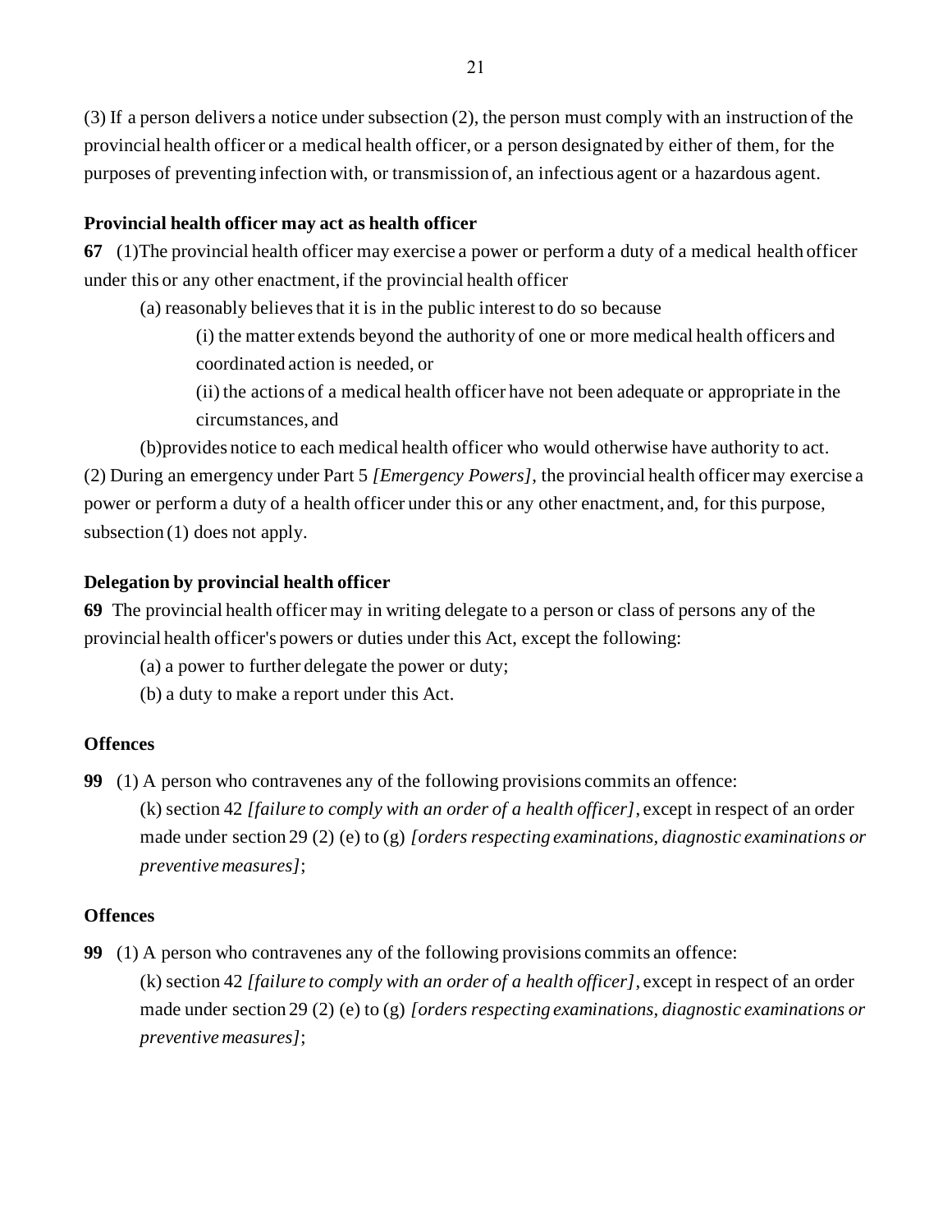(3) If a person delivers a notice under subsection (2), the person must comply with an instruction of the provincial health officer or a medical health officer, or a person designated by either of them, for the purposes of preventing infection with, or transmission of, an infectious agent or a hazardous agent.

**Provincial health officer may act as health officer**

**67** (1)The provincial health officer may exercise a power or perform a duty of a medical health officer under this or any other enactment, if the provincial health officer

(a) reasonably believes that it is in the public interest to do so because

(i) the matter extends beyond the authority of one or more medical health officers and coordinated action is needed, or

(ii) the actions of a medical health officer have not been adequate or appropriate in the circumstances, and

(b)provides notice to each medical health officer who would otherwise have authority to act.

(2) During an emergency under Part 5 *[Emergency Powers]*, the provincial health officer may exercise a power or perform a duty of a health officer under this or any other enactment, and, for this purpose, subsection (1) does not apply.

**Delegation by provincial health officer**

**69** The provincial health officer may in writing delegate to a person or class of persons any of the provincial health officer's powers or duties under this Act, except the following:

(a) a power to further delegate the power or duty;

(b) a duty to make a report under this Act.

**Offences**

**99** (1) A person who contravenes any of the following provisions commits an offence:

(k) section 42 *[failure to comply with an order of a health officer]*, except in respect of an order made under section 29 (2) (e) to (g) *[orders respecting examinations, diagnostic examinations or preventive measures]*;

**Offences**

**99** (1) A person who contravenes any of the following provisions commits an offence:

(k) section 42 *[failure to comply with an order of a health officer]*, except in respect of an order made under section 29 (2) (e) to (g) *[orders respecting examinations, diagnostic examinations or preventive measures]*;